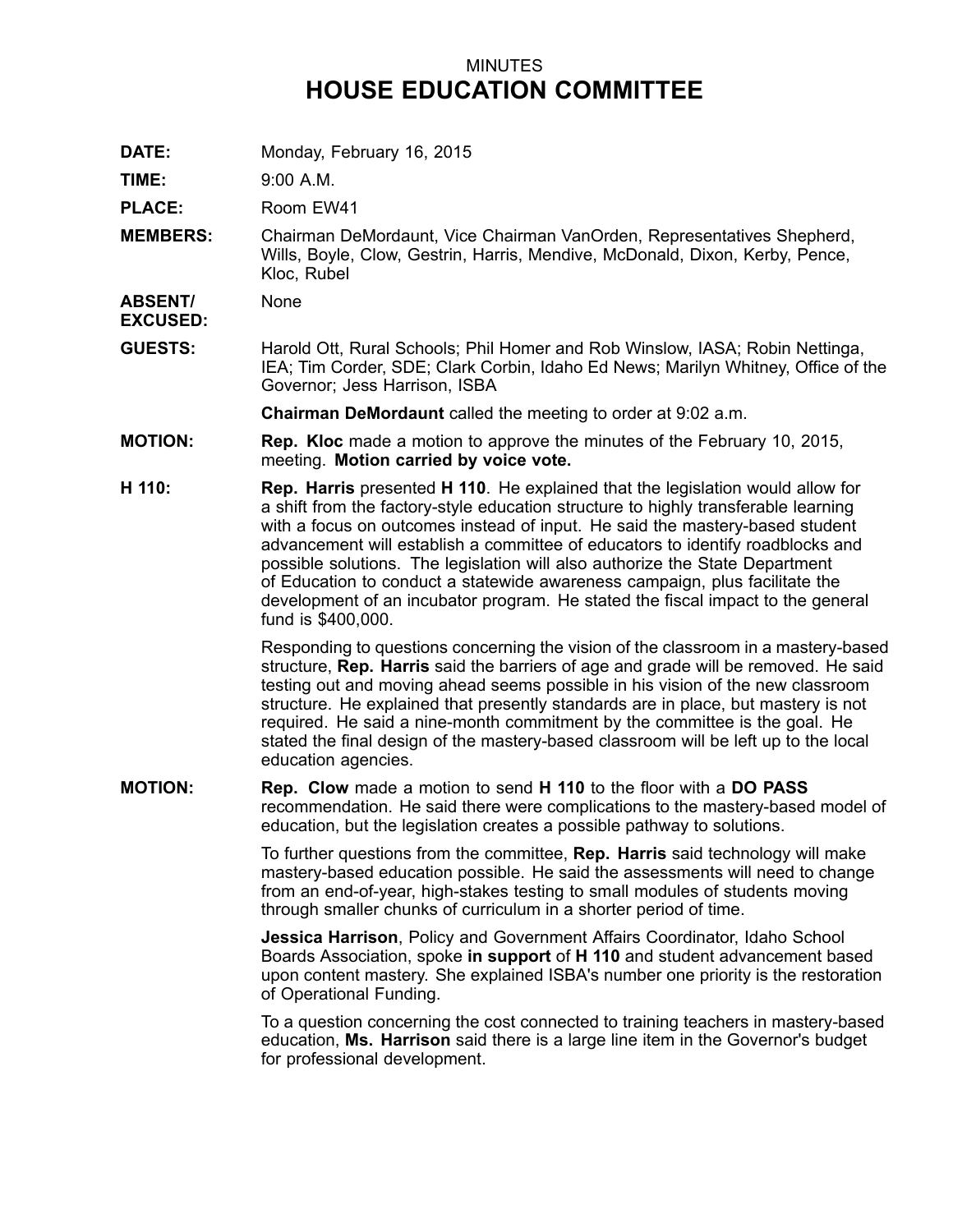MINUTES

# HOUSE EDUCATION COMMITTEE

**DATE:** Monday, February 16, 2015

**TIME:** 9:00 A.M.

**PLACE:** Room EW41

**MEMBERS:** Chairman DeMordaunt, Vice Chairman VanOrden, Representatives Shepherd, Wills, Boyle, Clow, Gestrin, Harris, Mendive, McDonald, Dixon, Kerby, Pence, Kloc, Rubel

**ABSENT/ EXCUSED:** None

**GUESTS:** Harold Ott, Rural Schools; Phil Homer and Rob Winslow, IASA; Robin Nettinga, IEA; Tim Corder, SDE; Clark Corbin, Idaho Ed News; Marilyn Whitney, Office of the Governor; Jess Harrison, ISBA

**Chairman DeMordaunt** called the meeting to order at 9:02 a.m.

**MOTION:** **Rep. Kloc** made a motion to approve the minutes of the February 10, 2015, meeting. **Motion carried by voice vote.**

**H 110:** **Rep. Harris** presented **H 110**. He explained that the legislation would allow for a shift from the factory-style education structure to highly transferable learning with a focus on outcomes instead of input. He said the mastery-based student advancement will establish a committee of educators to identify roadblocks and possible solutions. The legislation will also authorize the State Department of Education to conduct a statewide awareness campaign, plus facilitate the development of an incubator program. He stated the fiscal impact to the general fund is $400,000.

Responding to questions concerning the vision of the classroom in a mastery-based structure, **Rep. Harris** said the barriers of age and grade will be removed. He said testing out and moving ahead seems possible in his vision of the new classroom structure. He explained that presently standards are in place, but mastery is not required. He said a nine-month commitment by the committee is the goal. He stated the final design of the mastery-based classroom will be left up to the local education agencies.

**MOTION:** **Rep. Clow** made a motion to send **H 110** to the floor with a **DO PASS** recommendation. He said there were complications to the mastery-based model of education, but the legislation creates a possible pathway to solutions.

To further questions from the committee, **Rep. Harris** said technology will make mastery-based education possible. He said the assessments will need to change from an end-of-year, high-stakes testing to small modules of students moving through smaller chunks of curriculum in a shorter period of time.

**Jessica Harrison**, Policy and Government Affairs Coordinator, Idaho School Boards Association, spoke **in support** of **H 110** and student advancement based upon content mastery. She explained ISBA's number one priority is the restoration of Operational Funding.

To a question concerning the cost connected to training teachers in mastery-based education, **Ms. Harrison** said there is a large line item in the Governor's budget for professional development.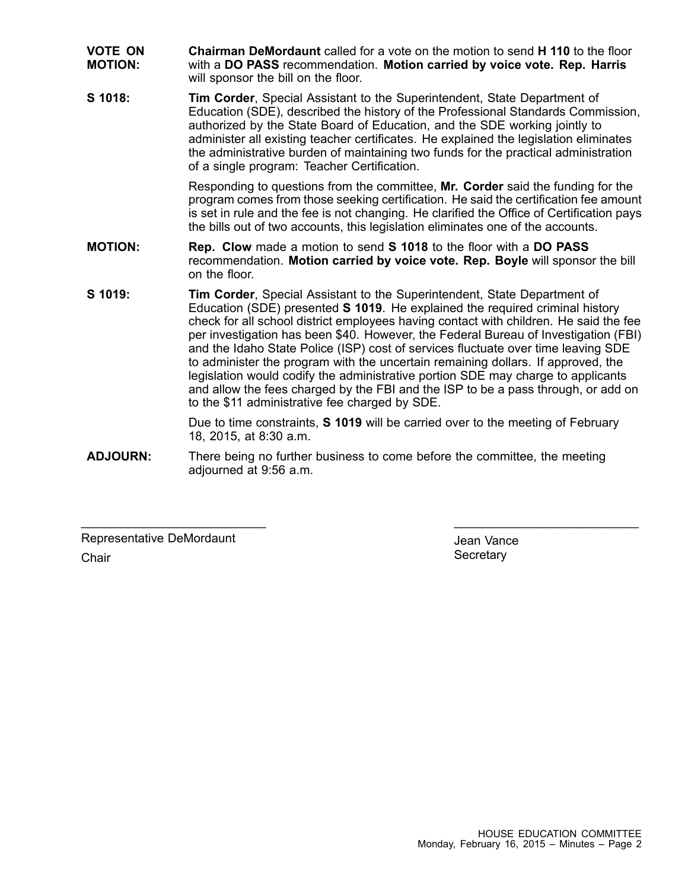**VOTE ON MOTION:** **Chairman DeMordaunt** called for a vote on the motion to send **H 110** to the floor with a **DO PASS** recommendation. **Motion carried by voice vote. Rep. Harris** will sponsor the bill on the floor.

**S 1018:** **Tim Corder**, Special Assistant to the Superintendent, State Department of Education (SDE), described the history of the Professional Standards Commission, authorized by the State Board of Education, and the SDE working jointly to administer all existing teacher certificates. He explained the legislation eliminates the administrative burden of maintaining two funds for the practical administration of a single program: Teacher Certification.

Responding to questions from the committee, **Mr. Corder** said the funding for the program comes from those seeking certification. He said the certification fee amount is set in rule and the fee is not changing. He clarified the Office of Certification pays the bills out of two accounts, this legislation eliminates one of the accounts.

**MOTION:** **Rep. Clow** made a motion to send **S 1018** to the floor with a **DO PASS** recommendation. **Motion carried by voice vote. Rep. Boyle** will sponsor the bill on the floor.

**S 1019:** **Tim Corder**, Special Assistant to the Superintendent, State Department of Education (SDE) presented **S 1019**. He explained the required criminal history check for all school district employees having contact with children. He said the fee per investigation has been $40. However, the Federal Bureau of Investigation (FBI) and the Idaho State Police (ISP) cost of services fluctuate over time leaving SDE to administer the program with the uncertain remaining dollars. If approved, the legislation would codify the administrative portion SDE may charge to applicants and allow the fees charged by the FBI and the ISP to be a pass through, or add on to the $11 administrative fee charged by SDE.

Due to time constraints, **S 1019** will be carried over to the meeting of February 18, 2015, at 8:30 a.m.

**ADJOURN:** There being no further business to come before the committee, the meeting adjourned at 9:56 a.m.

___________________________
Representative DeMordaunt
Chair

___________________________
Jean Vance
Secretary